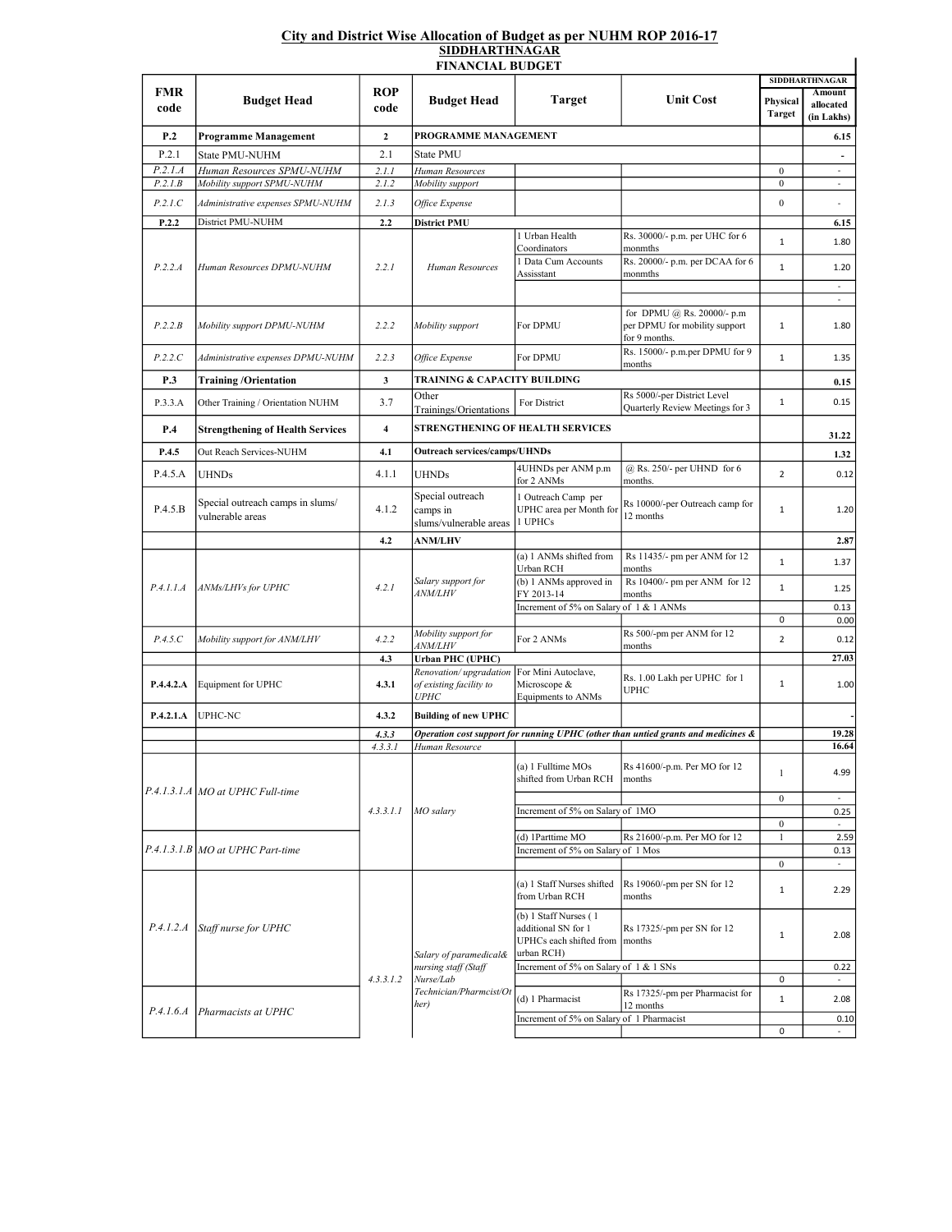# City and District Wise Allocation of Budget as per NUHM ROP 2016-17

## SIDDHARTHNAGAR

### FINANCIAL BUDGET

| FMR code | Budget Head | ROP code | Budget Head | Target | Unit Cost | SIDDHARTHNAGAR Physical Target | SIDDHARTHNAGAR Amount allocated (in Lakhs) |
|---|---|---|---|---|---|---|---|
| **P.2** | **Programme Management** | **2** | **PROGRAMME MANAGEMENT** | | | | **6.15** |
| P.2.1 | State PMU-NUHM | 2.1 | State PMU | | | | - |
| *P.2.1.A* | *Human Resources SPMU-NUHM* | *2.1.1* | *Human Resources* | | | 0 | - |
| *P.2.1.B* | *Mobility support SPMU-NUHM* | *2.1.2* | *Mobility support* | | | 0 | - |
| *P.2.1.C* | *Administrative expenses SPMU-NUHM* | *2.1.3* | *Office Expense* | | | 0 | - |
| **P.2.2** | District PMU-NUHM | **2.2** | **District PMU** | | | | **6.15** |
| *P.2.2.A* | *Human Resources DPMU-NUHM* | *2.2.1* | *Human Resources* | 1 Urban Health Coordinators | Rs. 30000/- p.m. per UHC for 6 monmths | 1 | 1.80 |
| | | | | 1 Data Cum Accounts Assisstant | Rs. 20000/- p.m. per DCAA for 6 monmths | 1 | 1.20 |
| | | | | | | | - |
| | | | | | | | - |
| *P.2.2.B* | *Mobility support DPMU-NUHM* | *2.2.2* | *Mobility support* | For DPMU | for DPMU @ Rs. 20000/- p.m per DPMU for mobility support for 9 months. | 1 | 1.80 |
| *P.2.2.C* | *Administrative expenses DPMU-NUHM* | *2.2.3* | *Office Expense* | For DPMU | Rs. 15000/- p.m.per DPMU for 9 months | 1 | 1.35 |
| **P.3** | **Training /Orientation** | **3** | **TRAINING & CAPACITY BUILDING** | | | | **0.15** |
| P.3.3.A | Other Training / Orientation NUHM | 3.7 | Other Trainings/Orientations | For District | Rs 5000/-per District Level Quarterly Review Meetings for 3 | 1 | 0.15 |
| **P.4** | **Strengthening of Health Services** | **4** | **STRENGTHENING OF HEALTH SERVICES** | | | | **31.22** |
| **P.4.5** | Out Reach Services-NUHM | **4.1** | **Outreach services/camps/UHNDs** | | | | **1.32** |
| P.4.5.A | UHNDs | 4.1.1 | UHNDs | 4UHNDs per ANM p.m for 2 ANMs | @ Rs. 250/- per UHND for 6 months. | 2 | 0.12 |
| P.4.5.B | Special outreach camps in slums/ vulnerable areas | 4.1.2 | Special outreach camps in slums/vulnerable areas | 1 Outreach Camp per UPHC area per Month for 1 UPHCs | Rs 10000/-per Outreach camp for 12 months | 1 | 1.20 |
| | | **4.2** | **ANM/LHV** | | | | **2.87** |
| *P.4.1.1.A* | *ANMs/LHVs for UPHC* | *4.2.1* | *Salary support for ANM/LHV* | (a) 1 ANMs shifted from Urban RCH | Rs 11435/- pm per ANM for 12 months | 1 | 1.37 |
| | | | | (b) 1 ANMs approved in FY 2013-14 | Rs 10400/- pm per ANM for 12 months | 1 | 1.25 |
| | | | | Increment of 5% on Salary of 1 & 1 ANMs | | | 0.13 |
| | | | | | | 0 | 0.00 |
| *P.4.5.C* | *Mobility support for ANM/LHV* | *4.2.2* | *Mobility support for ANM/LHV* | For 2 ANMs | Rs 500/-pm per ANM for 12 months | 2 | 0.12 |
| | | **4.3** | **Urban PHC (UPHC)** | | | | **27.03** |
| **P.4.4.2.A** | Equipment for UPHC | **4.3.1** | *Renovation/ upgradation of existing facility to UPHC* | For Mini Autoclave, Microscope & Equipments to ANMs | Rs. 1.00 Lakh per UPHC for 1 UPHC | 1 | 1.00 |
| **P.4.2.1.A** | UPHC-NC | **4.3.2** | **Building of new UPHC** | | | | - |
| | | *4.3.3* | ***Operation cost support for running UPHC (other than untied grants and medicines &*** | | | | **19.28** |
| | | *4.3.3.1* | *Human Resource* | | | | **16.64** |
| *P.4.1.3.1.A* | *MO at UPHC Full-time* | *4.3.3.1.1* | *MO salary* | (a) 1 Fulltime MOs shifted from Urban RCH | Rs 41600/-p.m. Per MO for 12 months | 1 | 4.99 |
| | | | | | | 0 | - |
| | | | | Increment of 5% on Salary of 1MO | | | 0.25 |
| | | | | | | 0 | - |
| *P.4.1.3.1.B* | *MO at UPHC Part-time* | | | (d) 1Parttime MO | Rs 21600/-p.m. Per MO for 12 | 1 | 2.59 |
| | | | | Increment of 5% on Salary of 1 Mos | | | 0.13 |
| | | | | | | 0 | - |
| *P.4.1.2.A* | *Staff nurse for UPHC* | *4.3.3.1.2* | *Salary of paramedical& nursing staff (Staff Nurse/Lab Technician/Pharmcist/Other)* | (a) 1 Staff Nurses shifted from Urban RCH | Rs 19060/-pm per SN for 12 months | 1 | 2.29 |
| | | | | (b) 1 Staff Nurses ( 1 additional SN for 1 UPHCs each shifted from urban RCH) | Rs 17325/-pm per SN for 12 months | 1 | 2.08 |
| | | | | Increment of 5% on Salary of 1 & 1 SNs | | | 0.22 |
| | | | | | | 0 | - |
| *P.4.1.6.A* | *Pharmacists at UPHC* | | | (d) 1 Pharmacist | Rs 17325/-pm per Pharmacist for 12 months | 1 | 2.08 |
| | | | | Increment of 5% on Salary of 1 Pharmacist | | | 0.10 |
| | | | | | | 0 | - |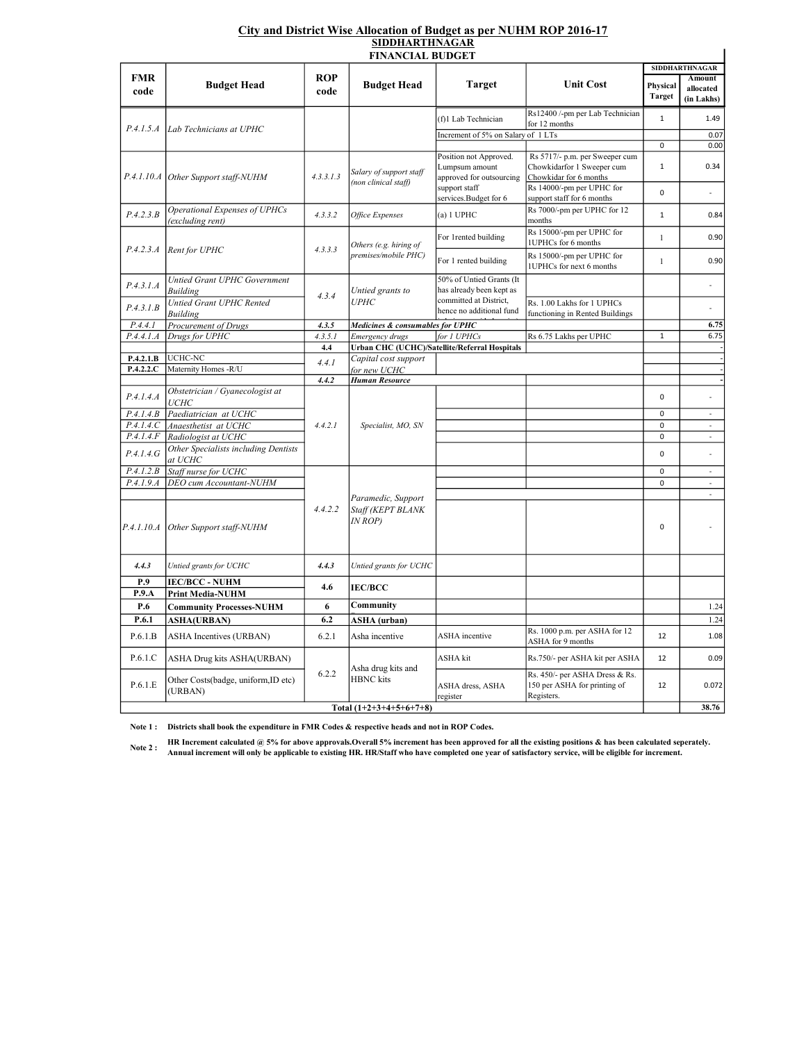## City and District Wise Allocation of Budget as per NUHM ROP 2016-17

### SIDDHARTHNAGAR

### FINANCIAL BUDGET

| FMR code | Budget Head | ROP code | Budget Head | Target | Unit Cost | SIDDHARTHNAGAR Physical Target | SIDDHARTHNAGAR Amount allocated (in Lakhs) |
|---|---|---|---|---|---|---|---|
| P.4.1.5.A | Lab Technicians at UPHC | | | (f)1 Lab Technician | Rs12400 /-pm per Lab Technician for 12 months | 1 | 1.49 |
| | | | | Increment of 5% on Salary of 1 LTs | | | 0.07 |
| | | | | | | 0 | 0.00 |
| P.4.1.10.A | Other Support staff-NUHM | 4.3.3.1.3 | Salary of support staff (non clinical staff) | Position not Approved. Lumpsum amount approved for outsourcing support staff services.Budget for 6 | Rs 5717/- p.m. per Sweeper cum Chowkidarfor 1 Sweeper cum Chowkidar for 6 months | 1 | 0.34 |
| | | | | | Rs 14000/-pm per UPHC for support staff for 6 months | 0 | - |
| P.4.2.3.B | Operational Expenses of UPHCs (excluding rent) | 4.3.3.2 | Office Expenses | (a) 1 UPHC | Rs 7000/-pm per UPHC for 12 months | 1 | 0.84 |
| P.4.2.3.A | Rent for UPHC | 4.3.3.3 | Others (e.g. hiring of premises/mobile PHC) | For 1rented building | Rs 15000/-pm per UPHC for 1UPHCs for 6 months | 1 | 0.90 |
| | | | | For 1 rented building | Rs 15000/-pm per UPHC for 1UPHCs for next 6 months | 1 | 0.90 |
| P.4.3.1.A | Untied Grant UPHC Government Building | 4.3.4 | Untied grants to UPHC | 50% of Untied Grants (It has already been kept as committed at District, hence no additional fund | | | - |
| P.4.3.1.B | Untied Grant UPHC Rented Building | | | | Rs. 1.00 Lakhs for 1 UPHCs functioning in Rented Buildings | | - |
| P.4.4.1 | Procurement of Drugs | 4.3.5 | Medicines & consumables for UPHC | | | | 6.75 |
| P.4.4.1.A | Drugs for UPHC | 4.3.5.1 | Emergency drugs | for 1 UPHCs | Rs 6.75 Lakhs per UPHC | 1 | 6.75 |
| | | 4.4 | Urban CHC (UCHC)/Satellite/Referral Hospitals | | | | - |
| P.4.2.1.B | UCHC-NC | 4.4.1 | Capital cost support for new UCHC | | | | - |
| P.4.2.2.C | Maternity Homes -R/U | | | | | | - |
| | | 4.4.2 | Human Resource | | | | - |
| P.4.1.4.A | Obstetrician / Gyanecologist at UCHC | 4.4.2.1 | Specialist, MO, SN | | | 0 | - |
| P.4.1.4.B | Paediatrician at UCHC | | | | | 0 | - |
| P.4.1.4.C | Anaesthetist at UCHC | | | | | 0 | - |
| P.4.1.4.F | Radiologist at UCHC | | | | | 0 | - |
| P.4.1.4.G | Other Specialists including Dentists at UCHC | | | | | 0 | - |
| P.4.1.2.B | Staff nurse for UCHC | 4.4.2.2 | Paramedic, Support Staff (KEPT BLANK IN ROP) | | | 0 | - |
| P.4.1.9.A | DEO cum Accountant-NUHM | | | | | 0 | - |
| | | | | | | | - |
| P.4.1.10.A | Other Support staff-NUHM | | | | | 0 | - |
| 4.4.3 | Untied grants for UCHC | 4.4.3 | Untied grants for UCHC | | | | |
| P.9 | IEC/BCC - NUHM | 4.6 | IEC/BCC | | | | |
| P.9.A | Print Media-NUHM | | | | | | |
| P.6 | Community Processes-NUHM | 6 | Community | | | | 1.24 |
| P.6.1 | ASHA(URBAN) | 6.2 | ASHA (urban) | | | | 1.24 |
| P.6.1.B | ASHA Incentives (URBAN) | 6.2.1 | Asha incentive | ASHA incentive | Rs. 1000 p.m. per ASHA for 12 ASHA for 9 months | 12 | 1.08 |
| P.6.1.C | ASHA Drug kits ASHA(URBAN) | 6.2.2 | Asha drug kits and HBNC kits | ASHA kit | Rs.750/- per ASHA kit per ASHA | 12 | 0.09 |
| P.6.1.E | Other Costs(badge, uniform,ID etc) (URBAN) | | | ASHA dress, ASHA register | Rs. 450/- per ASHA Dress & Rs. 150 per ASHA for printing of Registers. | 12 | 0.072 |
| | | | Total (1+2+3+4+5+6+7+8) | | | | 38.76 |

**Note 1 : Districts shall book the expenditure in FMR Codes & respective heads and not in ROP Codes.**

**Note 2 : HR Increment calculated @ 5% for above approvals.Overall 5% increment has been approved for all the existing positions & has been calculated seperately. Annual increment will only be applicable to existing HR. HR/Staff who have completed one year of satisfactory service, will be eligible for increment.**